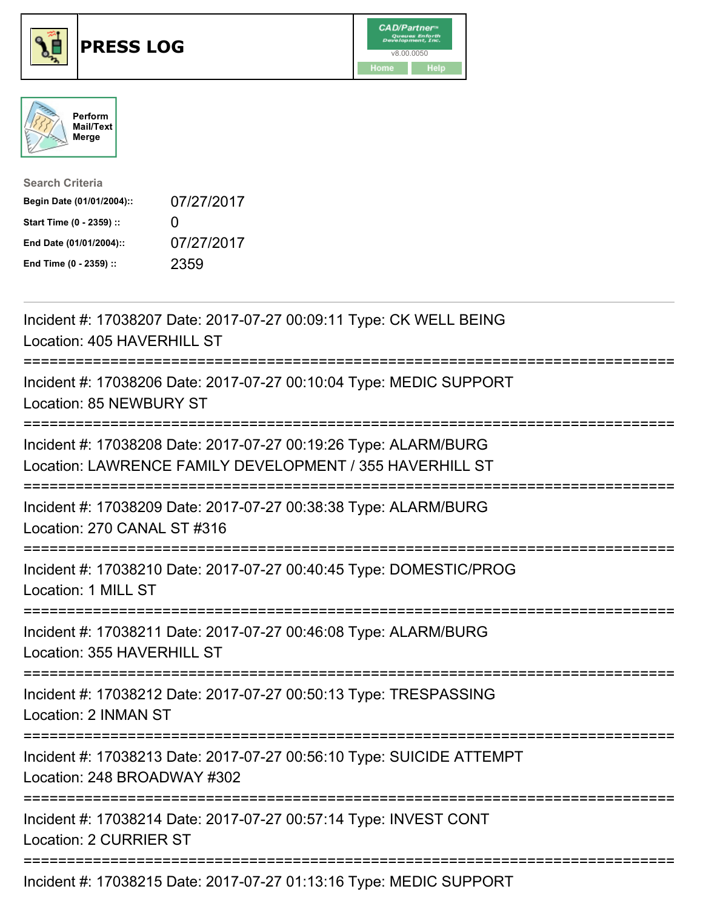# PRESS LOG

CAD/Partner™ v8.00.0050

Home Help

Perform Mail/Text Merge

**Search Criteria**

| | |
|---|---|
| **Begin Date (01/01/2004)::** | 07/27/2017 |
| **Start Time (0 - 2359) ::** | 0 |
| **End Date (01/01/2004)::** | 07/27/2017 |
| **End Time (0 - 2359) ::** | 2359 |

---

Incident #: 17038207 Date: 2017-07-27 00:09:11 Type: CK WELL BEING
Location: 405 HAVERHILL ST

===========================================================================

Incident #: 17038206 Date: 2017-07-27 00:10:04 Type: MEDIC SUPPORT
Location: 85 NEWBURY ST

===========================================================================

Incident #: 17038208 Date: 2017-07-27 00:19:26 Type: ALARM/BURG
Location: LAWRENCE FAMILY DEVELOPMENT / 355 HAVERHILL ST

===========================================================================

Incident #: 17038209 Date: 2017-07-27 00:38:38 Type: ALARM/BURG
Location: 270 CANAL ST #316

===========================================================================

Incident #: 17038210 Date: 2017-07-27 00:40:45 Type: DOMESTIC/PROG
Location: 1 MILL ST

===========================================================================

Incident #: 17038211 Date: 2017-07-27 00:46:08 Type: ALARM/BURG
Location: 355 HAVERHILL ST

===========================================================================

Incident #: 17038212 Date: 2017-07-27 00:50:13 Type: TRESPASSING
Location: 2 INMAN ST

===========================================================================

Incident #: 17038213 Date: 2017-07-27 00:56:10 Type: SUICIDE ATTEMPT
Location: 248 BROADWAY #302

===========================================================================

Incident #: 17038214 Date: 2017-07-27 00:57:14 Type: INVEST CONT
Location: 2 CURRIER ST

===========================================================================

Incident #: 17038215 Date: 2017-07-27 01:13:16 Type: MEDIC SUPPORT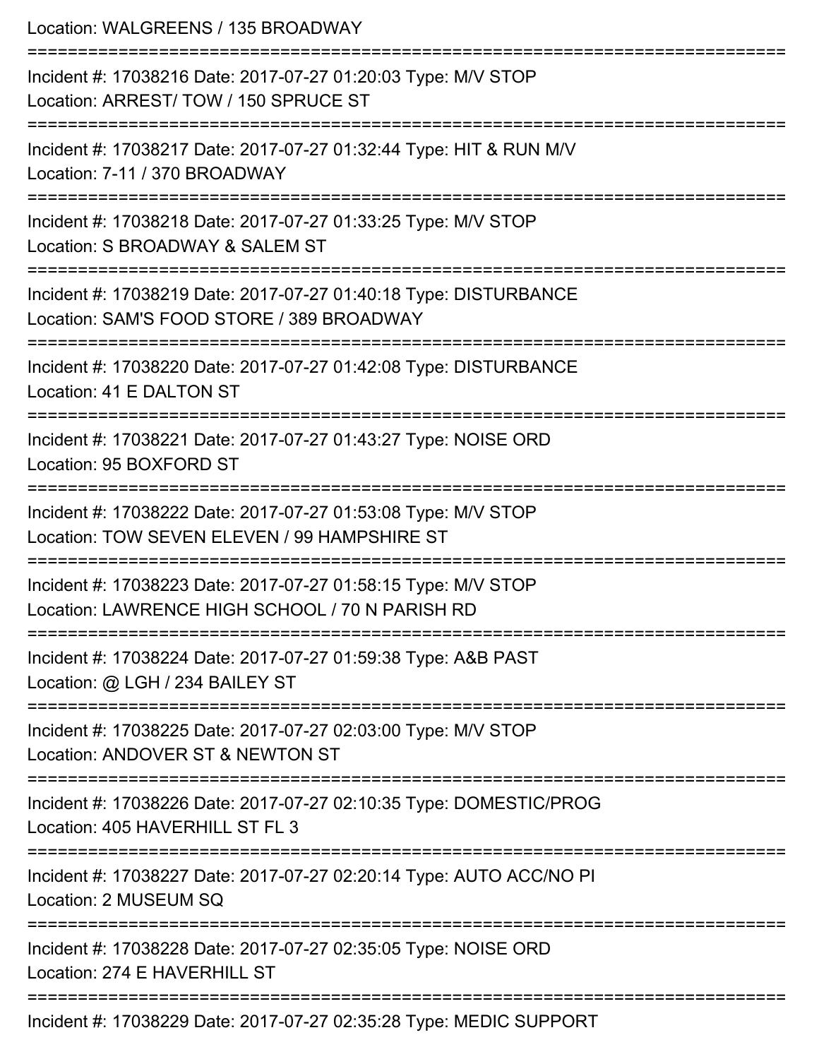Location: WALGREENS / 135 BROADWAY

===========================================================================

Incident #: 17038216 Date: 2017-07-27 01:20:03 Type: M/V STOP
Location: ARREST/ TOW / 150 SPRUCE ST

===========================================================================

Incident #: 17038217 Date: 2017-07-27 01:32:44 Type: HIT & RUN M/V
Location: 7-11 / 370 BROADWAY

===========================================================================

Incident #: 17038218 Date: 2017-07-27 01:33:25 Type: M/V STOP
Location: S BROADWAY & SALEM ST

===========================================================================

Incident #: 17038219 Date: 2017-07-27 01:40:18 Type: DISTURBANCE
Location: SAM'S FOOD STORE / 389 BROADWAY

===========================================================================

Incident #: 17038220 Date: 2017-07-27 01:42:08 Type: DISTURBANCE
Location: 41 E DALTON ST

===========================================================================

Incident #: 17038221 Date: 2017-07-27 01:43:27 Type: NOISE ORD
Location: 95 BOXFORD ST

===========================================================================

Incident #: 17038222 Date: 2017-07-27 01:53:08 Type: M/V STOP
Location: TOW SEVEN ELEVEN / 99 HAMPSHIRE ST

===========================================================================

Incident #: 17038223 Date: 2017-07-27 01:58:15 Type: M/V STOP
Location: LAWRENCE HIGH SCHOOL / 70 N PARISH RD

===========================================================================

Incident #: 17038224 Date: 2017-07-27 01:59:38 Type: A&B PAST
Location: @ LGH / 234 BAILEY ST

===========================================================================

Incident #: 17038225 Date: 2017-07-27 02:03:00 Type: M/V STOP
Location: ANDOVER ST & NEWTON ST

===========================================================================

Incident #: 17038226 Date: 2017-07-27 02:10:35 Type: DOMESTIC/PROG
Location: 405 HAVERHILL ST FL 3

===========================================================================

Incident #: 17038227 Date: 2017-07-27 02:20:14 Type: AUTO ACC/NO PI
Location: 2 MUSEUM SQ

===========================================================================

Incident #: 17038228 Date: 2017-07-27 02:35:05 Type: NOISE ORD
Location: 274 E HAVERHILL ST

===========================================================================

Incident #: 17038229 Date: 2017-07-27 02:35:28 Type: MEDIC SUPPORT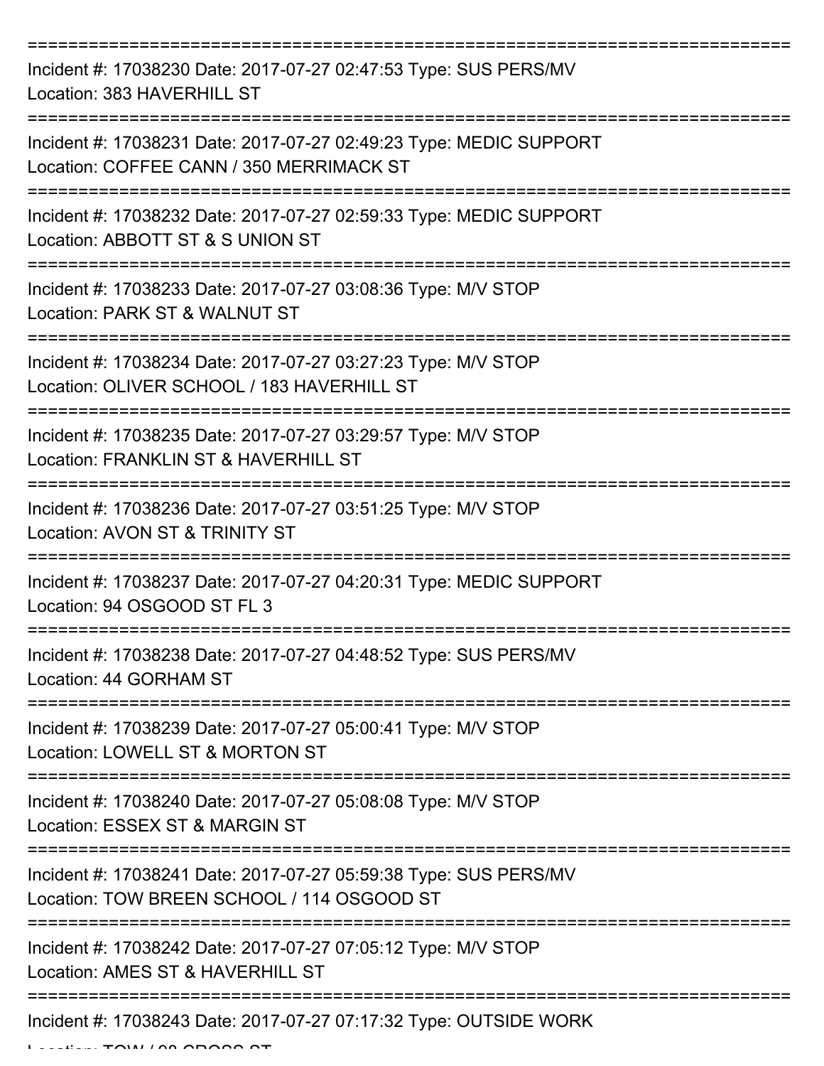===========================================================================

Incident #: 17038230 Date: 2017-07-27 02:47:53 Type: SUS PERS/MV
Location: 383 HAVERHILL ST

===========================================================================

Incident #: 17038231 Date: 2017-07-27 02:49:23 Type: MEDIC SUPPORT
Location: COFFEE CANN / 350 MERRIMACK ST

===========================================================================

Incident #: 17038232 Date: 2017-07-27 02:59:33 Type: MEDIC SUPPORT
Location: ABBOTT ST & S UNION ST

===========================================================================

Incident #: 17038233 Date: 2017-07-27 03:08:36 Type: M/V STOP
Location: PARK ST & WALNUT ST

===========================================================================

Incident #: 17038234 Date: 2017-07-27 03:27:23 Type: M/V STOP
Location: OLIVER SCHOOL / 183 HAVERHILL ST

===========================================================================

Incident #: 17038235 Date: 2017-07-27 03:29:57 Type: M/V STOP
Location: FRANKLIN ST & HAVERHILL ST

===========================================================================

Incident #: 17038236 Date: 2017-07-27 03:51:25 Type: M/V STOP
Location: AVON ST & TRINITY ST

===========================================================================

Incident #: 17038237 Date: 2017-07-27 04:20:31 Type: MEDIC SUPPORT
Location: 94 OSGOOD ST FL 3

===========================================================================

Incident #: 17038238 Date: 2017-07-27 04:48:52 Type: SUS PERS/MV
Location: 44 GORHAM ST

===========================================================================

Incident #: 17038239 Date: 2017-07-27 05:00:41 Type: M/V STOP
Location: LOWELL ST & MORTON ST

===========================================================================

Incident #: 17038240 Date: 2017-07-27 05:08:08 Type: M/V STOP
Location: ESSEX ST & MARGIN ST

===========================================================================

Incident #: 17038241 Date: 2017-07-27 05:59:38 Type: SUS PERS/MV
Location: TOW BREEN SCHOOL / 114 OSGOOD ST

===========================================================================

Incident #: 17038242 Date: 2017-07-27 07:05:12 Type: M/V STOP
Location: AMES ST & HAVERHILL ST

===========================================================================

Incident #: 17038243 Date: 2017-07-27 07:17:32 Type: OUTSIDE WORK
Location: TOW / 98 CROSS ST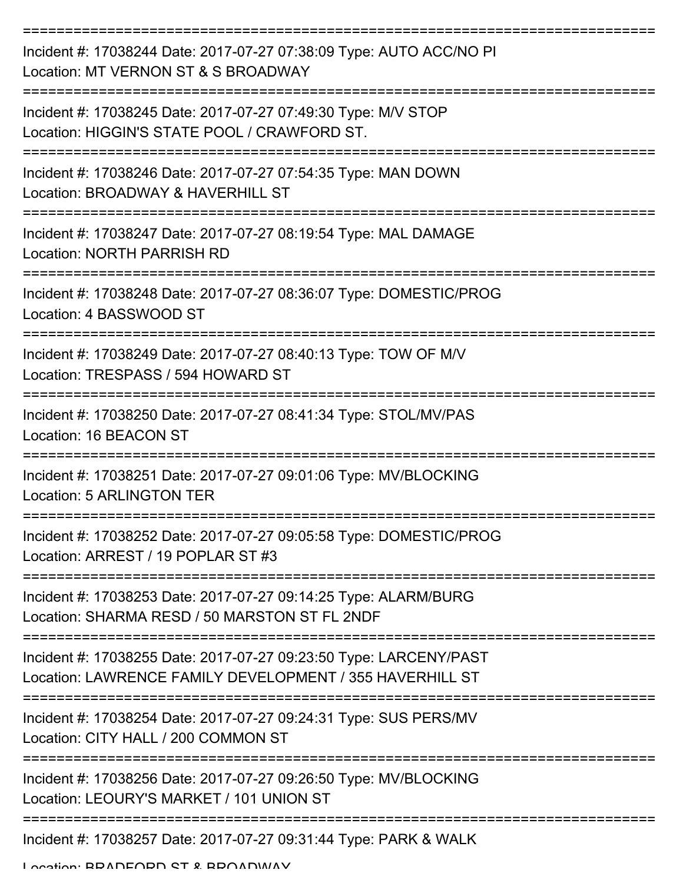===========================================================================

Incident #: 17038244 Date: 2017-07-27 07:38:09 Type: AUTO ACC/NO PI
Location: MT VERNON ST & S BROADWAY

===========================================================================

Incident #: 17038245 Date: 2017-07-27 07:49:30 Type: M/V STOP
Location: HIGGIN'S STATE POOL / CRAWFORD ST.

===========================================================================

Incident #: 17038246 Date: 2017-07-27 07:54:35 Type: MAN DOWN
Location: BROADWAY & HAVERHILL ST

===========================================================================

Incident #: 17038247 Date: 2017-07-27 08:19:54 Type: MAL DAMAGE
Location: NORTH PARRISH RD

===========================================================================

Incident #: 17038248 Date: 2017-07-27 08:36:07 Type: DOMESTIC/PROG
Location: 4 BASSWOOD ST

===========================================================================

Incident #: 17038249 Date: 2017-07-27 08:40:13 Type: TOW OF M/V
Location: TRESPASS / 594 HOWARD ST

===========================================================================

Incident #: 17038250 Date: 2017-07-27 08:41:34 Type: STOL/MV/PAS
Location: 16 BEACON ST

===========================================================================

Incident #: 17038251 Date: 2017-07-27 09:01:06 Type: MV/BLOCKING
Location: 5 ARLINGTON TER

===========================================================================

Incident #: 17038252 Date: 2017-07-27 09:05:58 Type: DOMESTIC/PROG
Location: ARREST / 19 POPLAR ST #3

===========================================================================

Incident #: 17038253 Date: 2017-07-27 09:14:25 Type: ALARM/BURG
Location: SHARMA RESD / 50 MARSTON ST FL 2NDF

===========================================================================

Incident #: 17038255 Date: 2017-07-27 09:23:50 Type: LARCENY/PAST
Location: LAWRENCE FAMILY DEVELOPMENT / 355 HAVERHILL ST

===========================================================================

Incident #: 17038254 Date: 2017-07-27 09:24:31 Type: SUS PERS/MV
Location: CITY HALL / 200 COMMON ST

===========================================================================

Incident #: 17038256 Date: 2017-07-27 09:26:50 Type: MV/BLOCKING
Location: LEOURY'S MARKET / 101 UNION ST

===========================================================================

Incident #: 17038257 Date: 2017-07-27 09:31:44 Type: PARK & WALK
Location: BRADFORD ST & BROADWAY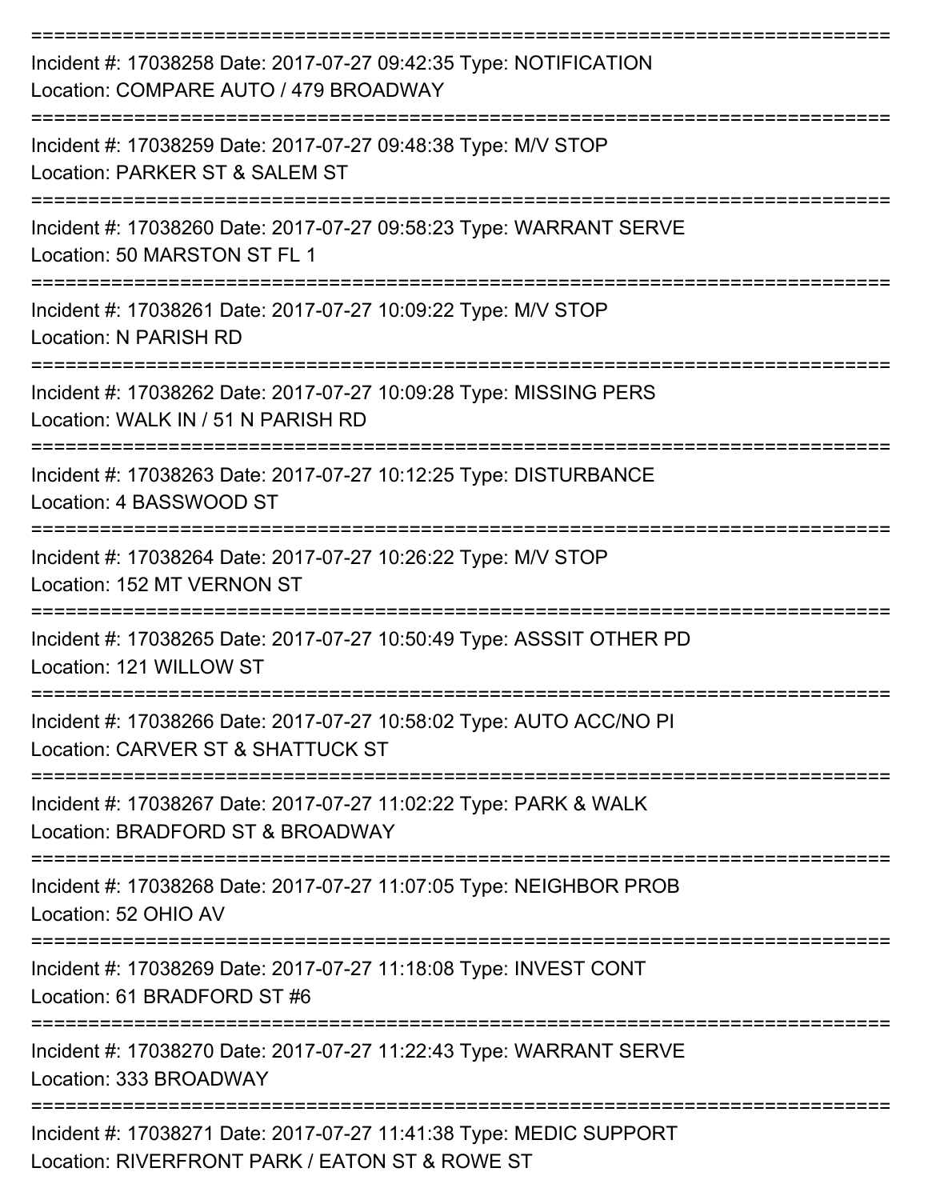===========================================================================

Incident #: 17038258 Date: 2017-07-27 09:42:35 Type: NOTIFICATION
Location: COMPARE AUTO / 479 BROADWAY

===========================================================================

Incident #: 17038259 Date: 2017-07-27 09:48:38 Type: M/V STOP
Location: PARKER ST & SALEM ST

===========================================================================

Incident #: 17038260 Date: 2017-07-27 09:58:23 Type: WARRANT SERVE
Location: 50 MARSTON ST FL 1

===========================================================================

Incident #: 17038261 Date: 2017-07-27 10:09:22 Type: M/V STOP
Location: N PARISH RD

===========================================================================

Incident #: 17038262 Date: 2017-07-27 10:09:28 Type: MISSING PERS
Location: WALK IN / 51 N PARISH RD

===========================================================================

Incident #: 17038263 Date: 2017-07-27 10:12:25 Type: DISTURBANCE
Location: 4 BASSWOOD ST

===========================================================================

Incident #: 17038264 Date: 2017-07-27 10:26:22 Type: M/V STOP
Location: 152 MT VERNON ST

===========================================================================

Incident #: 17038265 Date: 2017-07-27 10:50:49 Type: ASSSIT OTHER PD
Location: 121 WILLOW ST

===========================================================================

Incident #: 17038266 Date: 2017-07-27 10:58:02 Type: AUTO ACC/NO PI
Location: CARVER ST & SHATTUCK ST

===========================================================================

Incident #: 17038267 Date: 2017-07-27 11:02:22 Type: PARK & WALK
Location: BRADFORD ST & BROADWAY

===========================================================================

Incident #: 17038268 Date: 2017-07-27 11:07:05 Type: NEIGHBOR PROB
Location: 52 OHIO AV

===========================================================================

Incident #: 17038269 Date: 2017-07-27 11:18:08 Type: INVEST CONT
Location: 61 BRADFORD ST #6

===========================================================================

Incident #: 17038270 Date: 2017-07-27 11:22:43 Type: WARRANT SERVE
Location: 333 BROADWAY

===========================================================================

Incident #: 17038271 Date: 2017-07-27 11:41:38 Type: MEDIC SUPPORT
Location: RIVERFRONT PARK / EATON ST & ROWE ST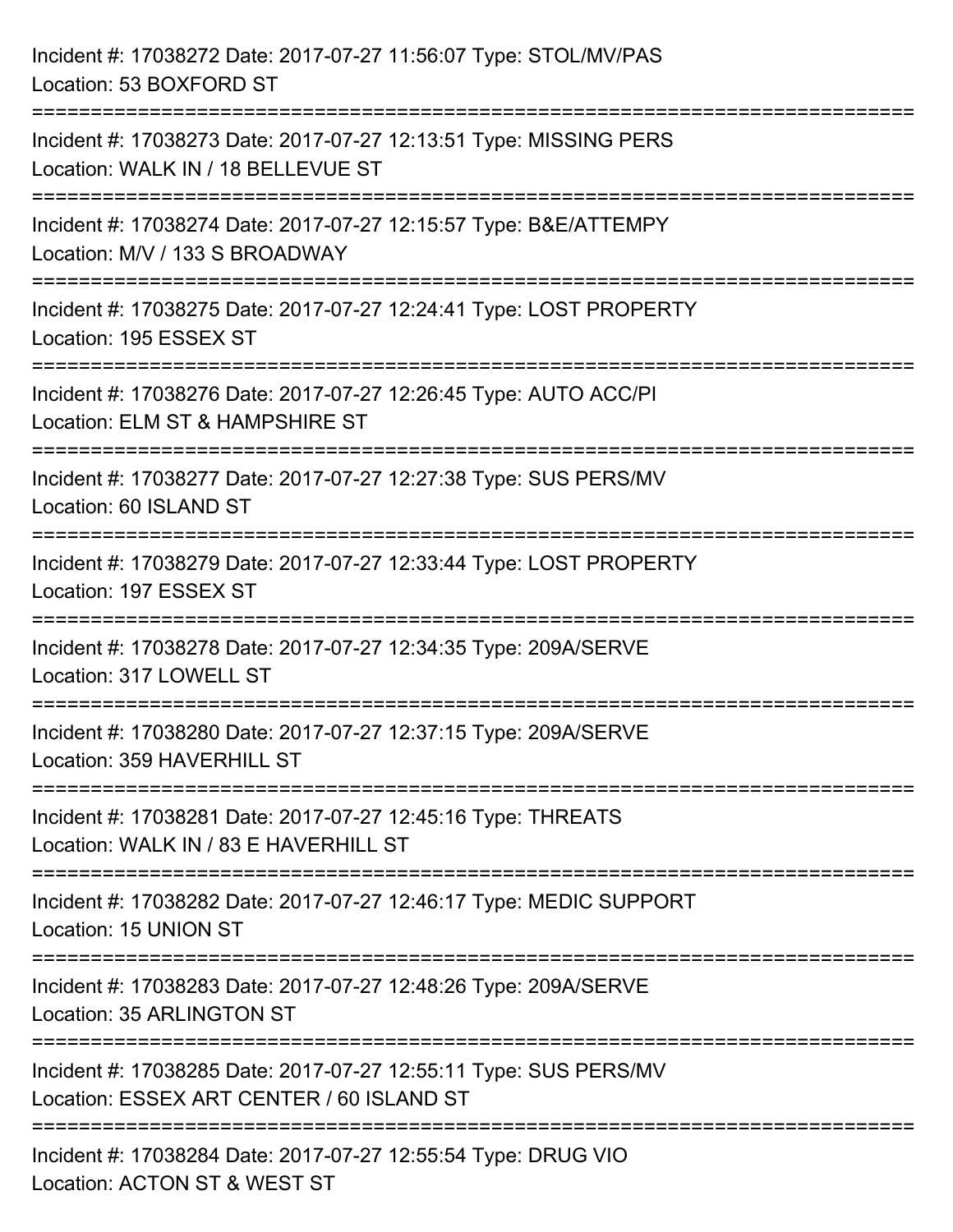Incident #: 17038272 Date: 2017-07-27 11:56:07 Type: STOL/MV/PAS
Location: 53 BOXFORD ST

===========================================================================

Incident #: 17038273 Date: 2017-07-27 12:13:51 Type: MISSING PERS
Location: WALK IN / 18 BELLEVUE ST

===========================================================================

Incident #: 17038274 Date: 2017-07-27 12:15:57 Type: B&E/ATTEMPY
Location: M/V / 133 S BROADWAY

===========================================================================

Incident #: 17038275 Date: 2017-07-27 12:24:41 Type: LOST PROPERTY
Location: 195 ESSEX ST

===========================================================================

Incident #: 17038276 Date: 2017-07-27 12:26:45 Type: AUTO ACC/PI
Location: ELM ST & HAMPSHIRE ST

===========================================================================

Incident #: 17038277 Date: 2017-07-27 12:27:38 Type: SUS PERS/MV
Location: 60 ISLAND ST

===========================================================================

Incident #: 17038279 Date: 2017-07-27 12:33:44 Type: LOST PROPERTY
Location: 197 ESSEX ST

===========================================================================

Incident #: 17038278 Date: 2017-07-27 12:34:35 Type: 209A/SERVE
Location: 317 LOWELL ST

===========================================================================

Incident #: 17038280 Date: 2017-07-27 12:37:15 Type: 209A/SERVE
Location: 359 HAVERHILL ST

===========================================================================

Incident #: 17038281 Date: 2017-07-27 12:45:16 Type: THREATS
Location: WALK IN / 83 E HAVERHILL ST

===========================================================================

Incident #: 17038282 Date: 2017-07-27 12:46:17 Type: MEDIC SUPPORT
Location: 15 UNION ST

===========================================================================

Incident #: 17038283 Date: 2017-07-27 12:48:26 Type: 209A/SERVE
Location: 35 ARLINGTON ST

===========================================================================

Incident #: 17038285 Date: 2017-07-27 12:55:11 Type: SUS PERS/MV
Location: ESSEX ART CENTER / 60 ISLAND ST

===========================================================================

Incident #: 17038284 Date: 2017-07-27 12:55:54 Type: DRUG VIO
Location: ACTON ST & WEST ST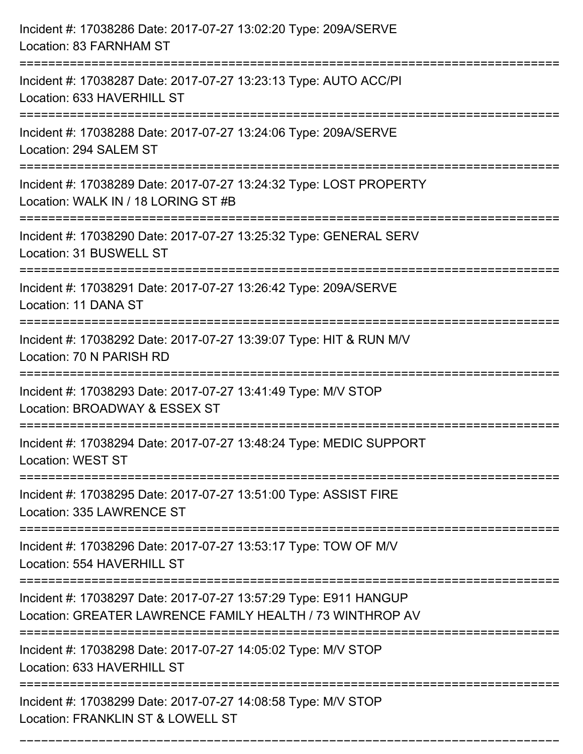Incident #: 17038286 Date: 2017-07-27 13:02:20 Type: 209A/SERVE
Location: 83 FARNHAM ST

===========================================================================

Incident #: 17038287 Date: 2017-07-27 13:23:13 Type: AUTO ACC/PI
Location: 633 HAVERHILL ST

===========================================================================

Incident #: 17038288 Date: 2017-07-27 13:24:06 Type: 209A/SERVE
Location: 294 SALEM ST

===========================================================================

Incident #: 17038289 Date: 2017-07-27 13:24:32 Type: LOST PROPERTY
Location: WALK IN / 18 LORING ST #B

===========================================================================

Incident #: 17038290 Date: 2017-07-27 13:25:32 Type: GENERAL SERV
Location: 31 BUSWELL ST

===========================================================================

Incident #: 17038291 Date: 2017-07-27 13:26:42 Type: 209A/SERVE
Location: 11 DANA ST

===========================================================================

Incident #: 17038292 Date: 2017-07-27 13:39:07 Type: HIT & RUN M/V
Location: 70 N PARISH RD

===========================================================================

Incident #: 17038293 Date: 2017-07-27 13:41:49 Type: M/V STOP
Location: BROADWAY & ESSEX ST

===========================================================================

Incident #: 17038294 Date: 2017-07-27 13:48:24 Type: MEDIC SUPPORT
Location: WEST ST

===========================================================================

Incident #: 17038295 Date: 2017-07-27 13:51:00 Type: ASSIST FIRE
Location: 335 LAWRENCE ST

===========================================================================

Incident #: 17038296 Date: 2017-07-27 13:53:17 Type: TOW OF M/V
Location: 554 HAVERHILL ST

===========================================================================

Incident #: 17038297 Date: 2017-07-27 13:57:29 Type: E911 HANGUP
Location: GREATER LAWRENCE FAMILY HEALTH / 73 WINTHROP AV

===========================================================================

Incident #: 17038298 Date: 2017-07-27 14:05:02 Type: M/V STOP
Location: 633 HAVERHILL ST

===========================================================================

Incident #: 17038299 Date: 2017-07-27 14:08:58 Type: M/V STOP
Location: FRANKLIN ST & LOWELL ST

===========================================================================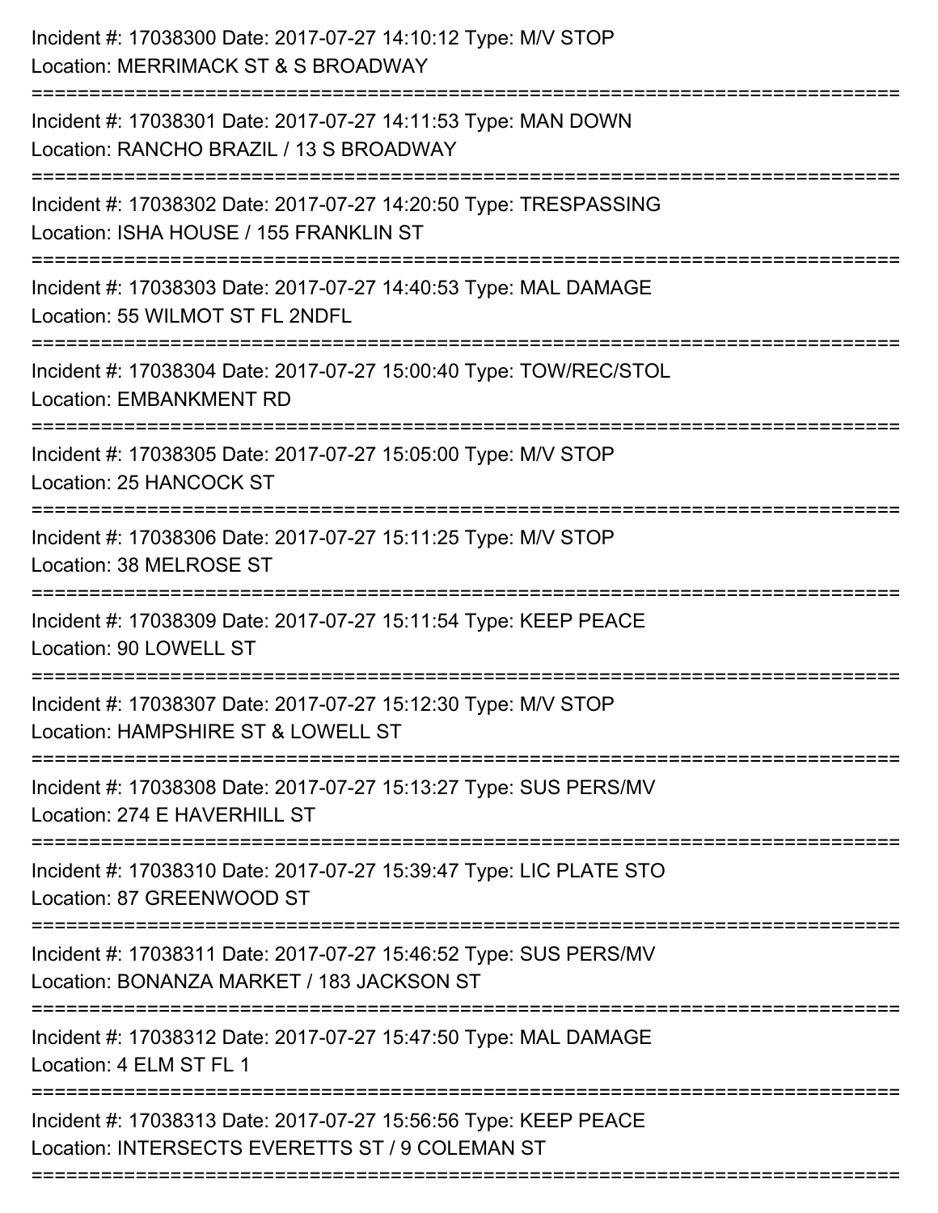Incident #: 17038300 Date: 2017-07-27 14:10:12 Type: M/V STOP
Location: MERRIMACK ST & S BROADWAY

===========================================================================

Incident #: 17038301 Date: 2017-07-27 14:11:53 Type: MAN DOWN
Location: RANCHO BRAZIL / 13 S BROADWAY

===========================================================================

Incident #: 17038302 Date: 2017-07-27 14:20:50 Type: TRESPASSING
Location: ISHA HOUSE / 155 FRANKLIN ST

===========================================================================

Incident #: 17038303 Date: 2017-07-27 14:40:53 Type: MAL DAMAGE
Location: 55 WILMOT ST FL 2NDFL

===========================================================================

Incident #: 17038304 Date: 2017-07-27 15:00:40 Type: TOW/REC/STOL
Location: EMBANKMENT RD

===========================================================================

Incident #: 17038305 Date: 2017-07-27 15:05:00 Type: M/V STOP
Location: 25 HANCOCK ST

===========================================================================

Incident #: 17038306 Date: 2017-07-27 15:11:25 Type: M/V STOP
Location: 38 MELROSE ST

===========================================================================

Incident #: 17038309 Date: 2017-07-27 15:11:54 Type: KEEP PEACE
Location: 90 LOWELL ST

===========================================================================

Incident #: 17038307 Date: 2017-07-27 15:12:30 Type: M/V STOP
Location: HAMPSHIRE ST & LOWELL ST

===========================================================================

Incident #: 17038308 Date: 2017-07-27 15:13:27 Type: SUS PERS/MV
Location: 274 E HAVERHILL ST

===========================================================================

Incident #: 17038310 Date: 2017-07-27 15:39:47 Type: LIC PLATE STO
Location: 87 GREENWOOD ST

===========================================================================

Incident #: 17038311 Date: 2017-07-27 15:46:52 Type: SUS PERS/MV
Location: BONANZA MARKET / 183 JACKSON ST

===========================================================================

Incident #: 17038312 Date: 2017-07-27 15:47:50 Type: MAL DAMAGE
Location: 4 ELM ST FL 1

===========================================================================

Incident #: 17038313 Date: 2017-07-27 15:56:56 Type: KEEP PEACE
Location: INTERSECTS EVERETTS ST / 9 COLEMAN ST

===========================================================================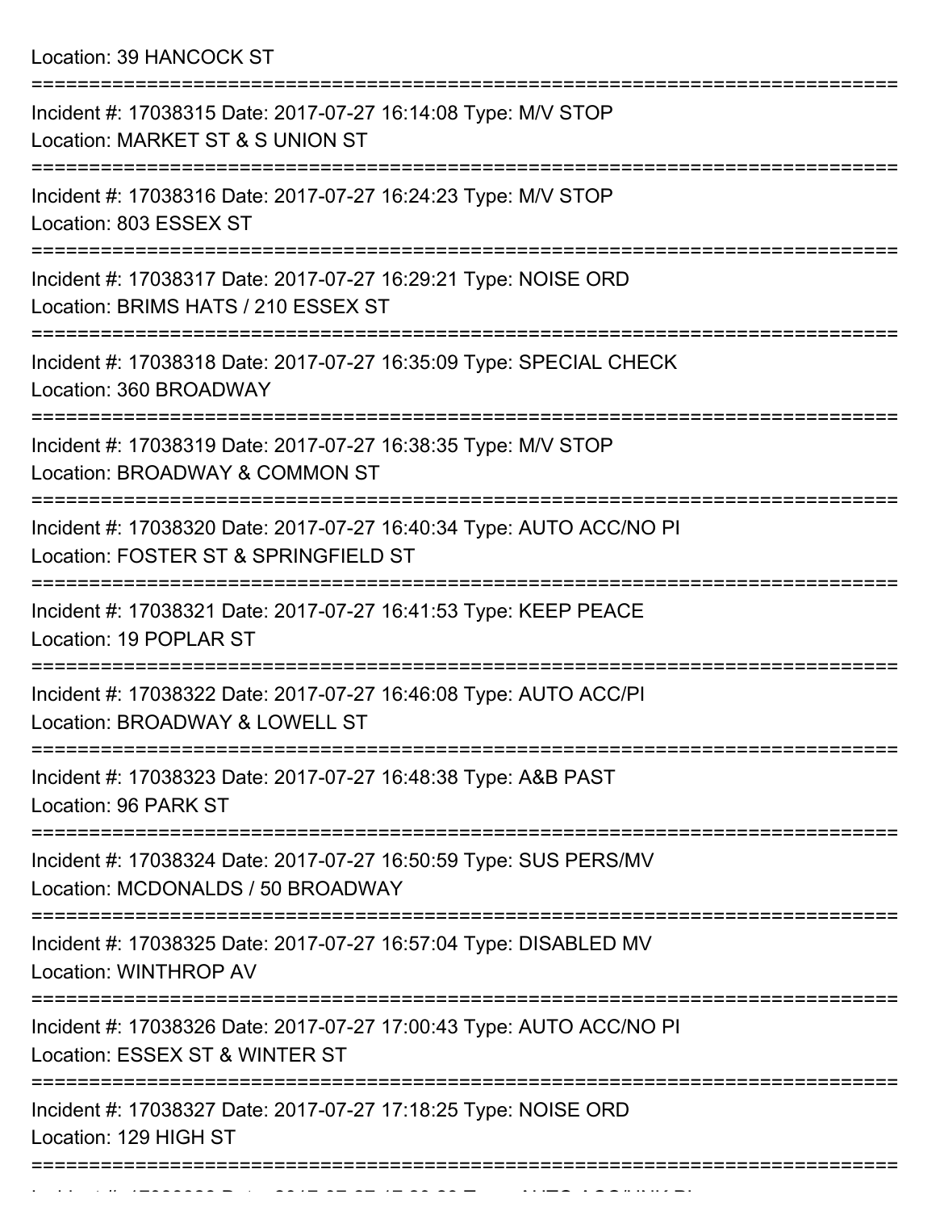Location: 39 HANCOCK ST

===========================================================================

Incident #: 17038315 Date: 2017-07-27 16:14:08 Type: M/V STOP
Location: MARKET ST & S UNION ST

===========================================================================

Incident #: 17038316 Date: 2017-07-27 16:24:23 Type: M/V STOP
Location: 803 ESSEX ST

===========================================================================

Incident #: 17038317 Date: 2017-07-27 16:29:21 Type: NOISE ORD
Location: BRIMS HATS / 210 ESSEX ST

===========================================================================

Incident #: 17038318 Date: 2017-07-27 16:35:09 Type: SPECIAL CHECK
Location: 360 BROADWAY

===========================================================================

Incident #: 17038319 Date: 2017-07-27 16:38:35 Type: M/V STOP
Location: BROADWAY & COMMON ST

===========================================================================

Incident #: 17038320 Date: 2017-07-27 16:40:34 Type: AUTO ACC/NO PI
Location: FOSTER ST & SPRINGFIELD ST

===========================================================================

Incident #: 17038321 Date: 2017-07-27 16:41:53 Type: KEEP PEACE
Location: 19 POPLAR ST

===========================================================================

Incident #: 17038322 Date: 2017-07-27 16:46:08 Type: AUTO ACC/PI
Location: BROADWAY & LOWELL ST

===========================================================================

Incident #: 17038323 Date: 2017-07-27 16:48:38 Type: A&B PAST
Location: 96 PARK ST

===========================================================================

Incident #: 17038324 Date: 2017-07-27 16:50:59 Type: SUS PERS/MV
Location: MCDONALDS / 50 BROADWAY

===========================================================================

Incident #: 17038325 Date: 2017-07-27 16:57:04 Type: DISABLED MV
Location: WINTHROP AV

===========================================================================

Incident #: 17038326 Date: 2017-07-27 17:00:43 Type: AUTO ACC/NO PI
Location: ESSEX ST & WINTER ST

===========================================================================

Incident #: 17038327 Date: 2017-07-27 17:18:25 Type: NOISE ORD
Location: 129 HIGH ST

===========================================================================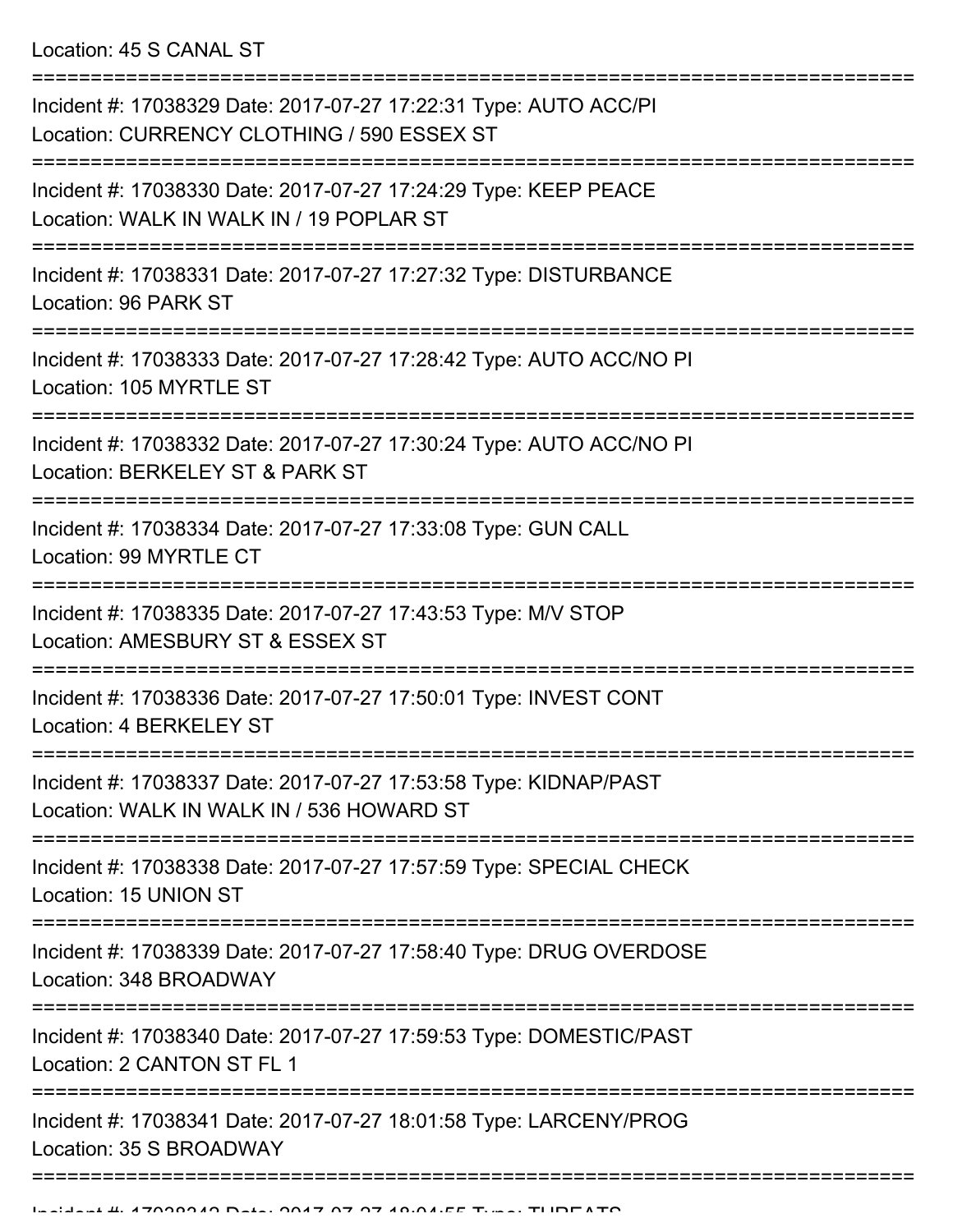Location: 45 S CANAL ST

===========================================================================

Incident #: 17038329 Date: 2017-07-27 17:22:31 Type: AUTO ACC/PI
Location: CURRENCY CLOTHING / 590 ESSEX ST

===========================================================================

Incident #: 17038330 Date: 2017-07-27 17:24:29 Type: KEEP PEACE
Location: WALK IN WALK IN / 19 POPLAR ST

===========================================================================

Incident #: 17038331 Date: 2017-07-27 17:27:32 Type: DISTURBANCE
Location: 96 PARK ST

===========================================================================

Incident #: 17038333 Date: 2017-07-27 17:28:42 Type: AUTO ACC/NO PI
Location: 105 MYRTLE ST

===========================================================================

Incident #: 17038332 Date: 2017-07-27 17:30:24 Type: AUTO ACC/NO PI
Location: BERKELEY ST & PARK ST

===========================================================================

Incident #: 17038334 Date: 2017-07-27 17:33:08 Type: GUN CALL
Location: 99 MYRTLE CT

===========================================================================

Incident #: 17038335 Date: 2017-07-27 17:43:53 Type: M/V STOP
Location: AMESBURY ST & ESSEX ST

===========================================================================

Incident #: 17038336 Date: 2017-07-27 17:50:01 Type: INVEST CONT
Location: 4 BERKELEY ST

===========================================================================

Incident #: 17038337 Date: 2017-07-27 17:53:58 Type: KIDNAP/PAST
Location: WALK IN WALK IN / 536 HOWARD ST

===========================================================================

Incident #: 17038338 Date: 2017-07-27 17:57:59 Type: SPECIAL CHECK
Location: 15 UNION ST

===========================================================================

Incident #: 17038339 Date: 2017-07-27 17:58:40 Type: DRUG OVERDOSE
Location: 348 BROADWAY

===========================================================================

Incident #: 17038340 Date: 2017-07-27 17:59:53 Type: DOMESTIC/PAST
Location: 2 CANTON ST FL 1

===========================================================================

Incident #: 17038341 Date: 2017-07-27 18:01:58 Type: LARCENY/PROG
Location: 35 S BROADWAY

===========================================================================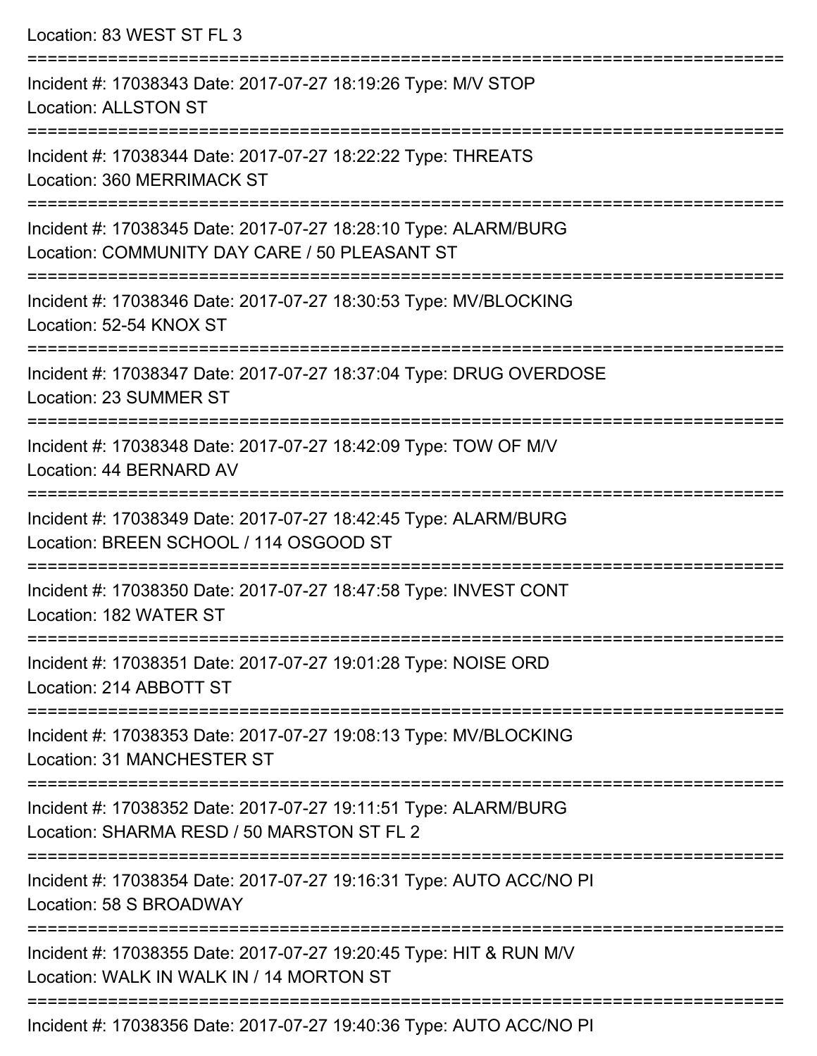Location: 83 WEST ST FL 3

===========================================================================

Incident #: 17038343 Date: 2017-07-27 18:19:26 Type: M/V STOP
Location: ALLSTON ST

===========================================================================

Incident #: 17038344 Date: 2017-07-27 18:22:22 Type: THREATS
Location: 360 MERRIMACK ST

===========================================================================

Incident #: 17038345 Date: 2017-07-27 18:28:10 Type: ALARM/BURG
Location: COMMUNITY DAY CARE / 50 PLEASANT ST

===========================================================================

Incident #: 17038346 Date: 2017-07-27 18:30:53 Type: MV/BLOCKING
Location: 52-54 KNOX ST

===========================================================================

Incident #: 17038347 Date: 2017-07-27 18:37:04 Type: DRUG OVERDOSE
Location: 23 SUMMER ST

===========================================================================

Incident #: 17038348 Date: 2017-07-27 18:42:09 Type: TOW OF M/V
Location: 44 BERNARD AV

===========================================================================

Incident #: 17038349 Date: 2017-07-27 18:42:45 Type: ALARM/BURG
Location: BREEN SCHOOL / 114 OSGOOD ST

===========================================================================

Incident #: 17038350 Date: 2017-07-27 18:47:58 Type: INVEST CONT
Location: 182 WATER ST

===========================================================================

Incident #: 17038351 Date: 2017-07-27 19:01:28 Type: NOISE ORD
Location: 214 ABBOTT ST

===========================================================================

Incident #: 17038353 Date: 2017-07-27 19:08:13 Type: MV/BLOCKING
Location: 31 MANCHESTER ST

===========================================================================

Incident #: 17038352 Date: 2017-07-27 19:11:51 Type: ALARM/BURG
Location: SHARMA RESD / 50 MARSTON ST FL 2

===========================================================================

Incident #: 17038354 Date: 2017-07-27 19:16:31 Type: AUTO ACC/NO PI
Location: 58 S BROADWAY

===========================================================================

Incident #: 17038355 Date: 2017-07-27 19:20:45 Type: HIT & RUN M/V
Location: WALK IN WALK IN / 14 MORTON ST

===========================================================================

Incident #: 17038356 Date: 2017-07-27 19:40:36 Type: AUTO ACC/NO PI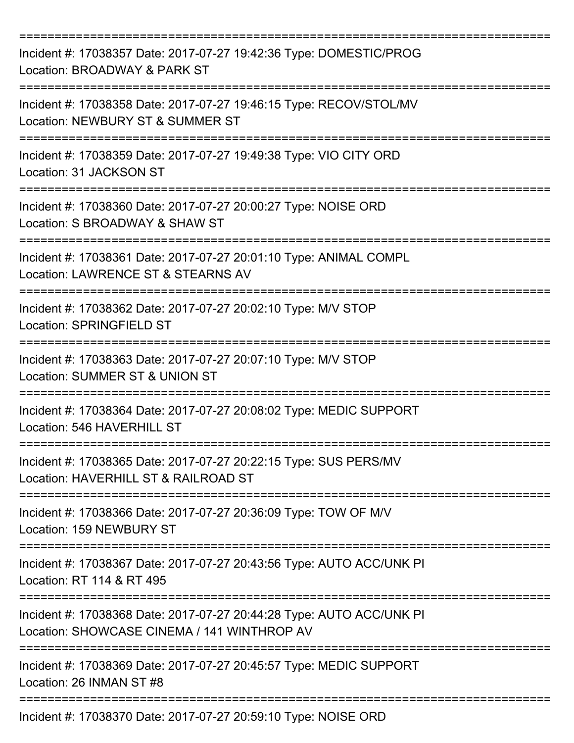===========================================================================

Incident #: 17038357 Date: 2017-07-27 19:42:36 Type: DOMESTIC/PROG
Location: BROADWAY & PARK ST

===========================================================================

Incident #: 17038358 Date: 2017-07-27 19:46:15 Type: RECOV/STOL/MV
Location: NEWBURY ST & SUMMER ST

===========================================================================

Incident #: 17038359 Date: 2017-07-27 19:49:38 Type: VIO CITY ORD
Location: 31 JACKSON ST

===========================================================================

Incident #: 17038360 Date: 2017-07-27 20:00:27 Type: NOISE ORD
Location: S BROADWAY & SHAW ST

===========================================================================

Incident #: 17038361 Date: 2017-07-27 20:01:10 Type: ANIMAL COMPL
Location: LAWRENCE ST & STEARNS AV

===========================================================================

Incident #: 17038362 Date: 2017-07-27 20:02:10 Type: M/V STOP
Location: SPRINGFIELD ST

===========================================================================

Incident #: 17038363 Date: 2017-07-27 20:07:10 Type: M/V STOP
Location: SUMMER ST & UNION ST

===========================================================================

Incident #: 17038364 Date: 2017-07-27 20:08:02 Type: MEDIC SUPPORT
Location: 546 HAVERHILL ST

===========================================================================

Incident #: 17038365 Date: 2017-07-27 20:22:15 Type: SUS PERS/MV
Location: HAVERHILL ST & RAILROAD ST

===========================================================================

Incident #: 17038366 Date: 2017-07-27 20:36:09 Type: TOW OF M/V
Location: 159 NEWBURY ST

===========================================================================

Incident #: 17038367 Date: 2017-07-27 20:43:56 Type: AUTO ACC/UNK PI
Location: RT 114 & RT 495

===========================================================================

Incident #: 17038368 Date: 2017-07-27 20:44:28 Type: AUTO ACC/UNK PI
Location: SHOWCASE CINEMA / 141 WINTHROP AV

===========================================================================

Incident #: 17038369 Date: 2017-07-27 20:45:57 Type: MEDIC SUPPORT
Location: 26 INMAN ST #8

===========================================================================

Incident #: 17038370 Date: 2017-07-27 20:59:10 Type: NOISE ORD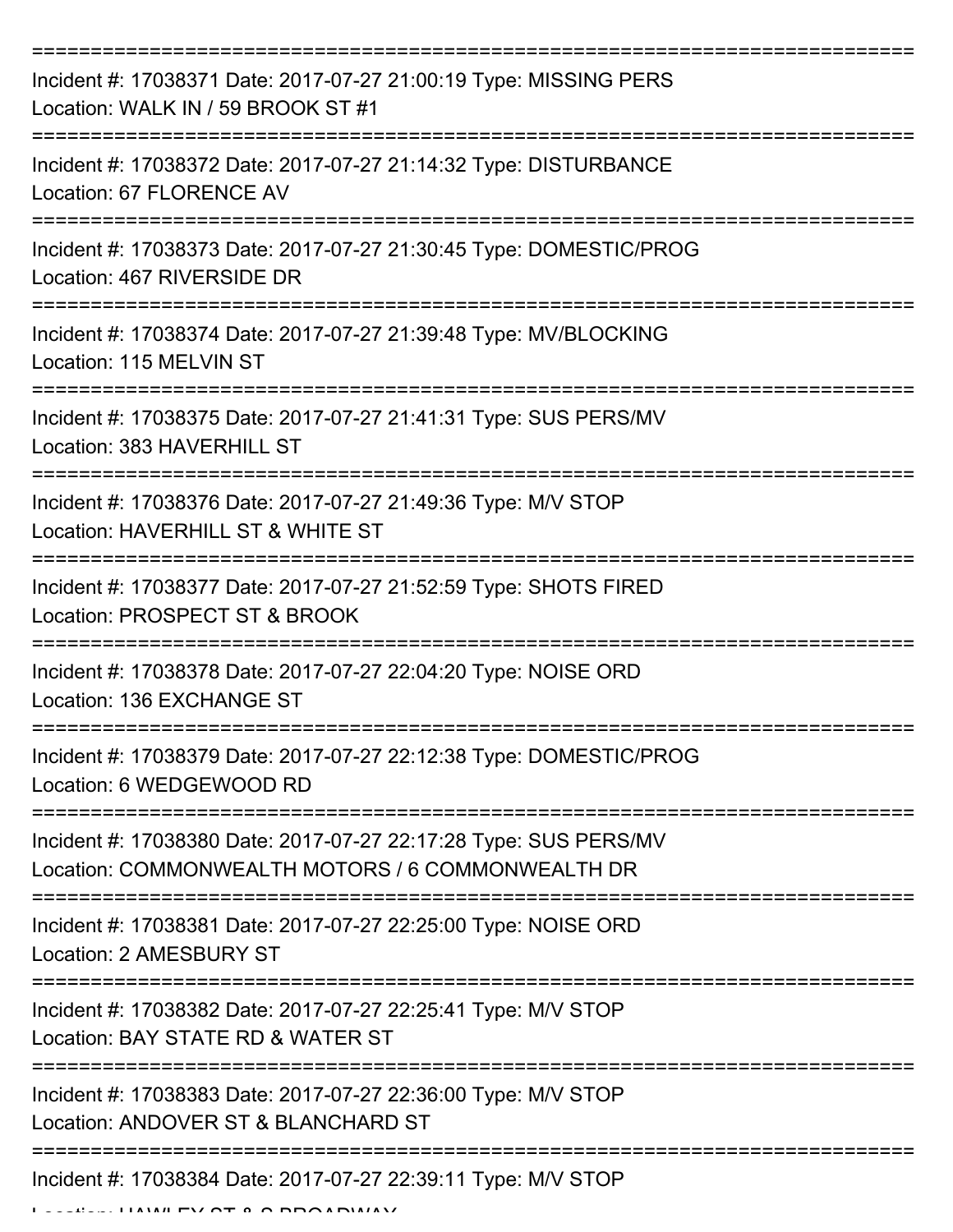===========================================================================
Incident #: 17038371 Date: 2017-07-27 21:00:19 Type: MISSING PERS
Location: WALK IN / 59 BROOK ST #1
===========================================================================
Incident #: 17038372 Date: 2017-07-27 21:14:32 Type: DISTURBANCE
Location: 67 FLORENCE AV
===========================================================================
Incident #: 17038373 Date: 2017-07-27 21:30:45 Type: DOMESTIC/PROG
Location: 467 RIVERSIDE DR
===========================================================================
Incident #: 17038374 Date: 2017-07-27 21:39:48 Type: MV/BLOCKING
Location: 115 MELVIN ST
===========================================================================
Incident #: 17038375 Date: 2017-07-27 21:41:31 Type: SUS PERS/MV
Location: 383 HAVERHILL ST
===========================================================================
Incident #: 17038376 Date: 2017-07-27 21:49:36 Type: M/V STOP
Location: HAVERHILL ST & WHITE ST
===========================================================================
Incident #: 17038377 Date: 2017-07-27 21:52:59 Type: SHOTS FIRED
Location: PROSPECT ST & BROOK
===========================================================================
Incident #: 17038378 Date: 2017-07-27 22:04:20 Type: NOISE ORD
Location: 136 EXCHANGE ST
===========================================================================
Incident #: 17038379 Date: 2017-07-27 22:12:38 Type: DOMESTIC/PROG
Location: 6 WEDGEWOOD RD
===========================================================================
Incident #: 17038380 Date: 2017-07-27 22:17:28 Type: SUS PERS/MV
Location: COMMONWEALTH MOTORS / 6 COMMONWEALTH DR
===========================================================================
Incident #: 17038381 Date: 2017-07-27 22:25:00 Type: NOISE ORD
Location: 2 AMESBURY ST
===========================================================================
Incident #: 17038382 Date: 2017-07-27 22:25:41 Type: M/V STOP
Location: BAY STATE RD & WATER ST
===========================================================================
Incident #: 17038383 Date: 2017-07-27 22:36:00 Type: M/V STOP
Location: ANDOVER ST & BLANCHARD ST
===========================================================================
Incident #: 17038384 Date: 2017-07-27 22:39:11 Type: M/V STOP
Location: HAWLEY ST & S BROADWAY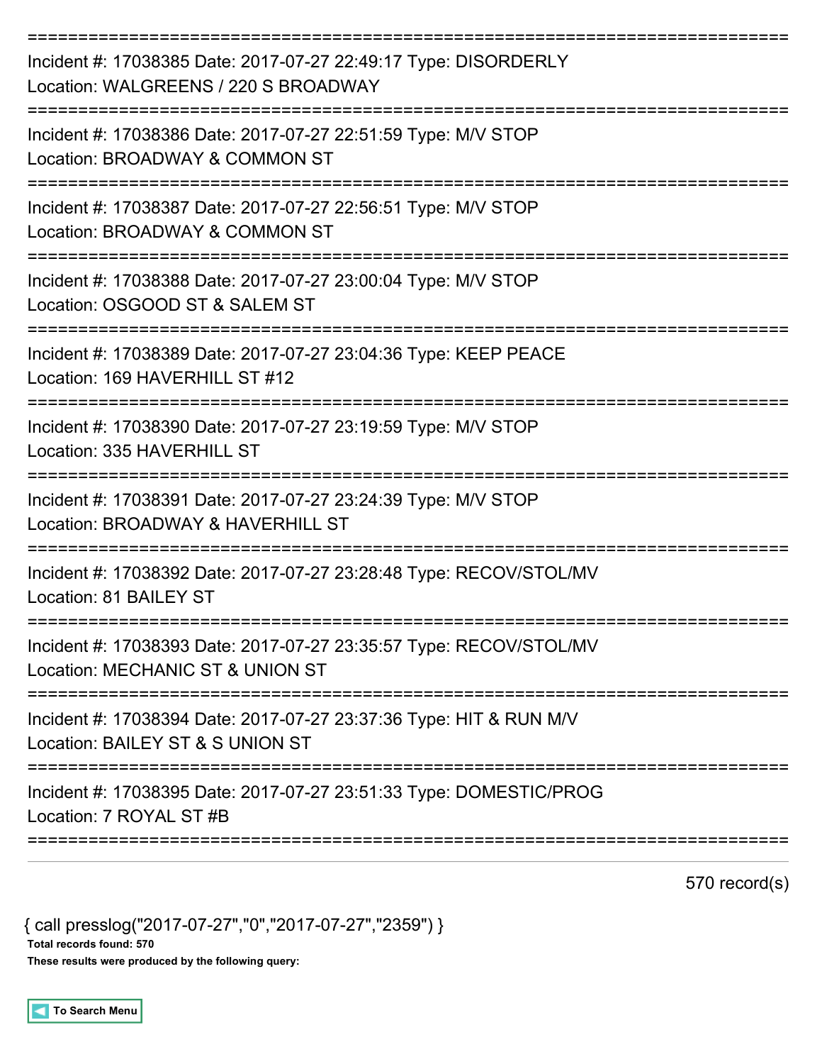===========================================================================

Incident #: 17038385 Date: 2017-07-27 22:49:17 Type: DISORDERLY
Location: WALGREENS / 220 S BROADWAY

===========================================================================

Incident #: 17038386 Date: 2017-07-27 22:51:59 Type: M/V STOP
Location: BROADWAY & COMMON ST

===========================================================================

Incident #: 17038387 Date: 2017-07-27 22:56:51 Type: M/V STOP
Location: BROADWAY & COMMON ST

===========================================================================

Incident #: 17038388 Date: 2017-07-27 23:00:04 Type: M/V STOP
Location: OSGOOD ST & SALEM ST

===========================================================================

Incident #: 17038389 Date: 2017-07-27 23:04:36 Type: KEEP PEACE
Location: 169 HAVERHILL ST #12

===========================================================================

Incident #: 17038390 Date: 2017-07-27 23:19:59 Type: M/V STOP
Location: 335 HAVERHILL ST

===========================================================================

Incident #: 17038391 Date: 2017-07-27 23:24:39 Type: M/V STOP
Location: BROADWAY & HAVERHILL ST

===========================================================================

Incident #: 17038392 Date: 2017-07-27 23:28:48 Type: RECOV/STOL/MV
Location: 81 BAILEY ST

===========================================================================

Incident #: 17038393 Date: 2017-07-27 23:35:57 Type: RECOV/STOL/MV
Location: MECHANIC ST & UNION ST

===========================================================================

Incident #: 17038394 Date: 2017-07-27 23:37:36 Type: HIT & RUN M/V
Location: BAILEY ST & S UNION ST

===========================================================================

Incident #: 17038395 Date: 2017-07-27 23:51:33 Type: DOMESTIC/PROG
Location: 7 ROYAL ST #B

===========================================================================

570 record(s)

{ call presslog("2017-07-27","0","2017-07-27","2359") }

**Total records found: 570**

**These results were produced by the following query:**

To Search Menu